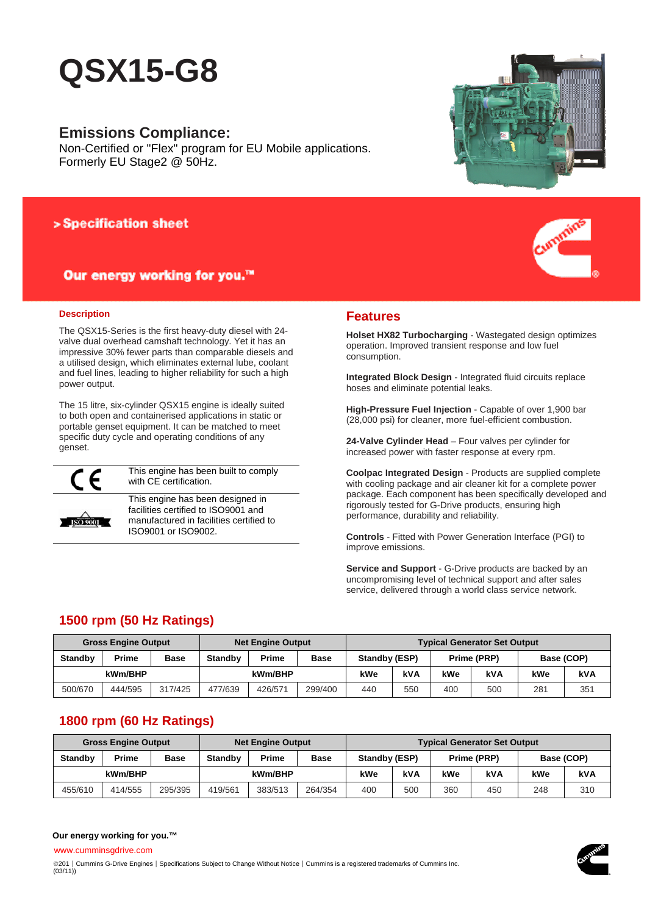# QSX15-G8

## Emissions Compliance:

Non-Certified or "Flex" program for EU Mobile applications.
Formerly EU Stage2 @ 50Hz.

> Specification sheet

**Our energy working for you.™**

### Description

The QSX15-Series is the first heavy-duty diesel with 24-valve dual overhead camshaft technology. Yet it has an impressive 30% fewer parts than comparable diesels and a utilised design, which eliminates external lube, coolant and fuel lines, leading to higher reliability for such a high power output.

The 15 litre, six-cylinder QSX15 engine is ideally suited to both open and containerised applications in static or portable genset equipment. It can be matched to meet specific duty cycle and operating conditions of any genset.

| | |
|---|---|
| CE | This engine has been built to comply with CE certification. |
| ISO 9001 | This engine has been designed in facilities certified to ISO9001 and manufactured in facilities certified to ISO9001 or ISO9002. |

## Features

**Holset HX82 Turbocharging** - Wastegated design optimizes operation. Improved transient response and low fuel consumption.

**Integrated Block Design** - Integrated fluid circuits replace hoses and eliminate potential leaks.

**High-Pressure Fuel Injection** - Capable of over 1,900 bar (28,000 psi) for cleaner, more fuel-efficient combustion.

**24-Valve Cylinder Head** – Four valves per cylinder for increased power with faster response at every rpm.

**Coolpac Integrated Design** - Products are supplied complete with cooling package and air cleaner kit for a complete power package. Each component has been specifically developed and rigorously tested for G-Drive products, ensuring high performance, durability and reliability.

**Controls** - Fitted with Power Generation Interface (PGI) to improve emissions.

**Service and Support** - G-Drive products are backed by an uncompromising level of technical support and after sales service, delivered through a world class service network.

## 1500 rpm (50 Hz Ratings)

| Gross Engine Output | | | Net Engine Output | | | Typical Generator Set Output | | | | | |
|---|---|---|---|---|---|---|---|---|---|---|---|
| Standby | Prime | Base | Standby | Prime | Base | Standby (ESP) | | Prime (PRP) | | Base (COP) | |
| kWm/BHP | | | kWm/BHP | | | kWe | kVA | kWe | kVA | kWe | kVA |
| 500/670 | 444/595 | 317/425 | 477/639 | 426/571 | 299/400 | 440 | 550 | 400 | 500 | 281 | 351 |

## 1800 rpm (60 Hz Ratings)

| Gross Engine Output | | | Net Engine Output | | | Typical Generator Set Output | | | | | |
|---|---|---|---|---|---|---|---|---|---|---|---|
| Standby | Prime | Base | Standby | Prime | Base | Standby (ESP) | | Prime (PRP) | | Base (COP) | |
| kWm/BHP | | | kWm/BHP | | | kWe | kVA | kWe | kVA | kWe | kVA |
| 455/610 | 414/555 | 295/395 | 419/561 | 383/513 | 264/354 | 400 | 500 | 360 | 450 | 248 | 310 |

**Our energy working for you.™**

www.cumminsgdrive.com

©201 | Cummins G-Drive Engines | Specifications Subject to Change Without Notice | Cummins is a registered trademarks of Cummins Inc.
(03/11))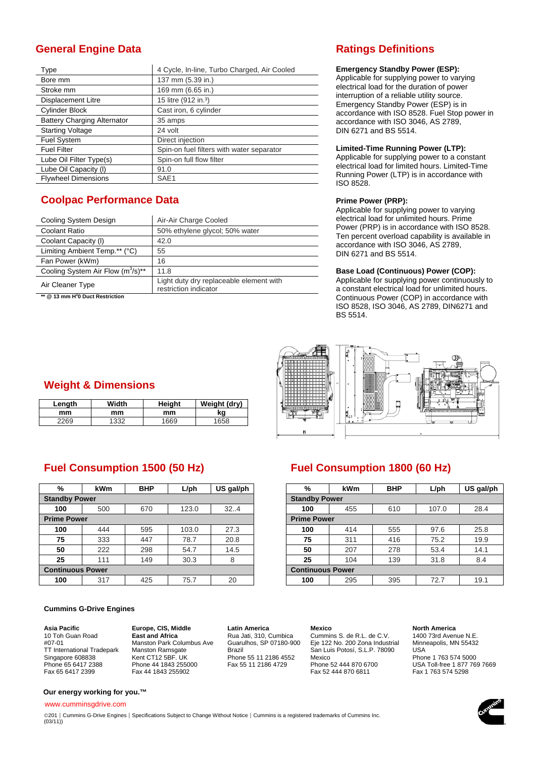## General Engine Data

| | |
|---|---|
| Type | 4 Cycle, In-line, Turbo Charged, Air Cooled |
| Bore mm | 137 mm (5.39 in.) |
| Stroke mm | 169 mm (6.65 in.) |
| Displacement Litre | 15 litre (912 in.$^3$) |
| Cylinder Block | Cast iron, 6 cylinder |
| Battery Charging Alternator | 35 amps |
| Starting Voltage | 24 volt |
| Fuel System | Direct injection |
| Fuel Filter | Spin-on fuel filters with water separator |
| Lube Oil Filter Type(s) | Spin-on full flow filter |
| Lube Oil Capacity (l) | 91.0 |
| Flywheel Dimensions | SAE1 |

## Coolpac Performance Data

| | |
|---|---|
| Cooling System Design | Air-Air Charge Cooled |
| Coolant Ratio | 50% ethylene glycol; 50% water |
| Coolant Capacity (l) | 42.0 |
| Limiting Ambient Temp.** (°C) | 55 |
| Fan Power (kWm) | 16 |
| Cooling System Air Flow ($m^3$/s)** | 11.8 |
| Air Cleaner Type | Light duty dry replaceable element with restriction indicator |

**** @ 13 mm $H_2$0 Duct Restriction**

## Ratings Definitions

**Emergency Standby Power (ESP):**
Applicable for supplying power to varying electrical load for the duration of power interruption of a reliable utility source. Emergency Standby Power (ESP) is in accordance with ISO 8528. Fuel Stop power in accordance with ISO 3046, AS 2789, DIN 6271 and BS 5514.

**Limited-Time Running Power (LTP):**
Applicable for supplying power to a constant electrical load for limited hours. Limited-Time Running Power (LTP) is in accordance with ISO 8528.

**Prime Power (PRP):**
Applicable for supplying power to varying electrical load for unlimited hours. Prime Power (PRP) is in accordance with ISO 8528. Ten percent overload capability is available in accordance with ISO 3046, AS 2789, DIN 6271 and BS 5514.

**Base Load (Continuous) Power (COP):**
Applicable for supplying power continuously to a constant electrical load for unlimited hours. Continuous Power (COP) in accordance with ISO 8528, ISO 3046, AS 2789, DIN6271 and BS 5514.

## Weight & Dimensions

| Length mm | Width mm | Height mm | Weight (dry) kg |
|---|---|---|---|
| 2269 | 1332 | 1669 | 1658 |

## Fuel Consumption 1500 (50 Hz)

| % | kWm | BHP | L/ph | US gal/ph |
|---|---|---|---|---|
| **Standby Power** | | | | |
| **100** | 500 | 670 | 123.0 | 32..4 |
| **Prime Power** | | | | |
| **100** | 444 | 595 | 103.0 | 27.3 |
| **75** | 333 | 447 | 78.7 | 20.8 |
| **50** | 222 | 298 | 54.7 | 14.5 |
| **25** | 111 | 149 | 30.3 | 8 |
| **Continuous Power** | | | | |
| **100** | 317 | 425 | 75.7 | 20 |

## Fuel Consumption 1800 (60 Hz)

| % | kWm | BHP | L/ph | US gal/ph |
|---|---|---|---|---|
| **Standby Power** | | | | |
| **100** | 455 | 610 | 107.0 | 28.4 |
| **Prime Power** | | | | |
| **100** | 414 | 555 | 97.6 | 25.8 |
| **75** | 311 | 416 | 75.2 | 19.9 |
| **50** | 207 | 278 | 53.4 | 14.1 |
| **25** | 104 | 139 | 31.8 | 8.4 |
| **Continuous Power** | | | | |
| **100** | 295 | 395 | 72.7 | 19.1 |

**Cummins G-Drive Engines**

**Asia Pacific**
10 Toh Guan Road
#07-01
TT International Tradepark
Singapore 608838
Phone 65 6417 2388
Fax 65 6417 2399

**Europe, CIS, Middle East and Africa**
Manston Park Columbus Ave
Manston Ramsgate
Kent CT12 5BF. UK
Phone 44 1843 255000
Fax 44 1843 255902

**Latin America**
Rua Jati, 310, Cumbica
Guarulhos, SP 07180-900
Brazil
Phone 55 11 2186 4552
Fax 55 11 2186 4729

**Mexico**
Cummins S. de R.L. de C.V.
Eje 122 No. 200 Zona Industrial
San Luis Potosí, S.L.P. 78090
Mexico
Phone 52 444 870 6700
Fax 52 444 870 6811

**North America**
1400 73rd Avenue N.E.
Minneapolis, MN 55432
USA
Phone 1 763 574 5000
USA Toll-free 1 877 769 7669
Fax 1 763 574 5298

**Our energy working for you.™**

www.cumminsgdrive.com

©201 | Cummins G-Drive Engines | Specifications Subject to Change Without Notice | Cummins is a registered trademarks of Cummins Inc. (03/11))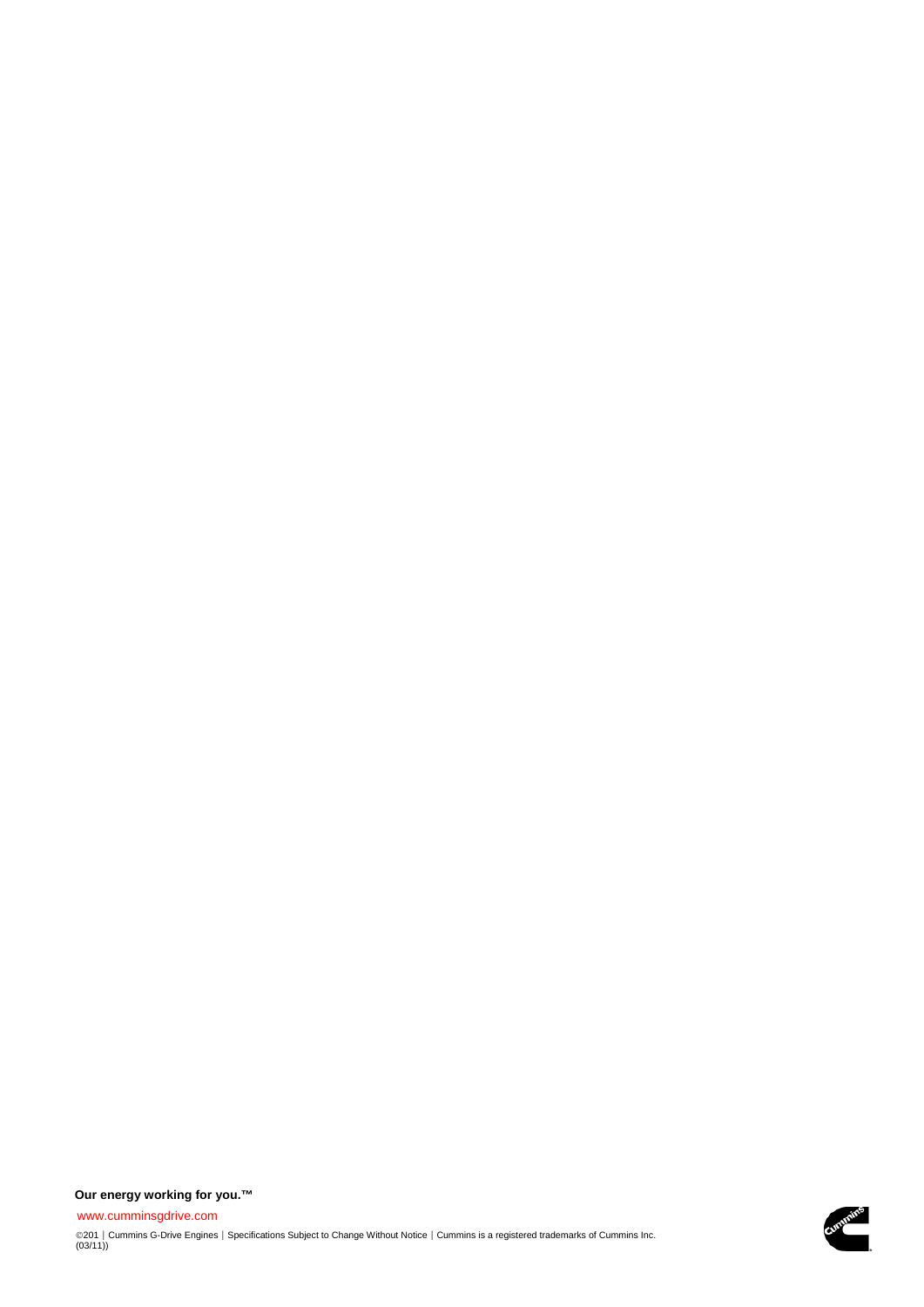**Our energy working for you.™**

www.cumminsgdrive.com

©201 | Cummins G-Drive Engines | Specifications Subject to Change Without Notice | Cummins is a registered trademarks of Cummins Inc. (03/11))